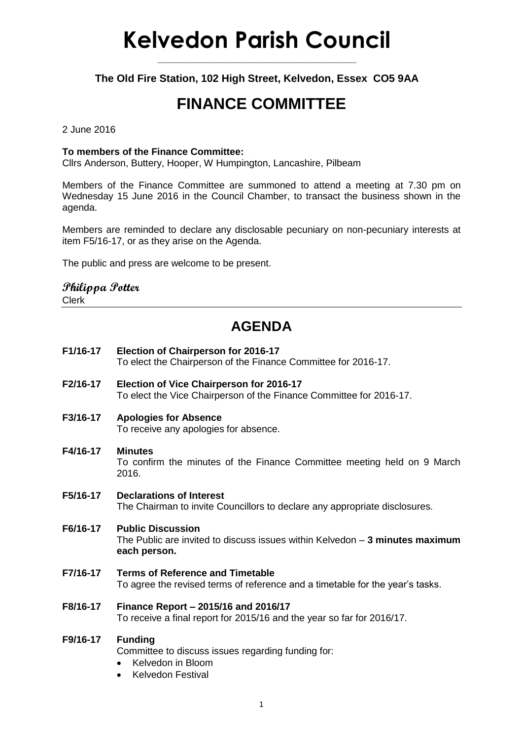# Kelvedon Parish Council

**The Old Fire Station, 102 High Street, Kelvedon, Essex CO5 9AA**

# FINANCE COMMITTEE

2 June 2016

**To members of the Finance Committee:**
Cllrs Anderson, Buttery, Hooper, W Humpington, Lancashire, Pilbeam

Members of the Finance Committee are summoned to attend a meeting at 7.30 pm on Wednesday 15 June 2016 in the Council Chamber, to transact the business shown in the agenda.

Members are reminded to declare any disclosable pecuniary on non-pecuniary interests at item F5/16-17, or as they arise on the Agenda.

The public and press are welcome to be present.

*Philippa Potter*
Clerk

## AGENDA

**F1/16-17 Election of Chairperson for 2016-17**
To elect the Chairperson of the Finance Committee for 2016-17.

**F2/16-17 Election of Vice Chairperson for 2016-17**
To elect the Vice Chairperson of the Finance Committee for 2016-17.

**F3/16-17 Apologies for Absence**
To receive any apologies for absence.

**F4/16-17 Minutes**
To confirm the minutes of the Finance Committee meeting held on 9 March 2016.

**F5/16-17 Declarations of Interest**
The Chairman to invite Councillors to declare any appropriate disclosures.

**F6/16-17 Public Discussion**
The Public are invited to discuss issues within Kelvedon – **3 minutes maximum each person.**

**F7/16-17 Terms of Reference and Timetable**
To agree the revised terms of reference and a timetable for the year's tasks.

**F8/16-17 Finance Report – 2015/16 and 2016/17**
To receive a final report for 2015/16 and the year so far for 2016/17.

**F9/16-17 Funding**
Committee to discuss issues regarding funding for:

- Kelvedon in Bloom
- Kelvedon Festival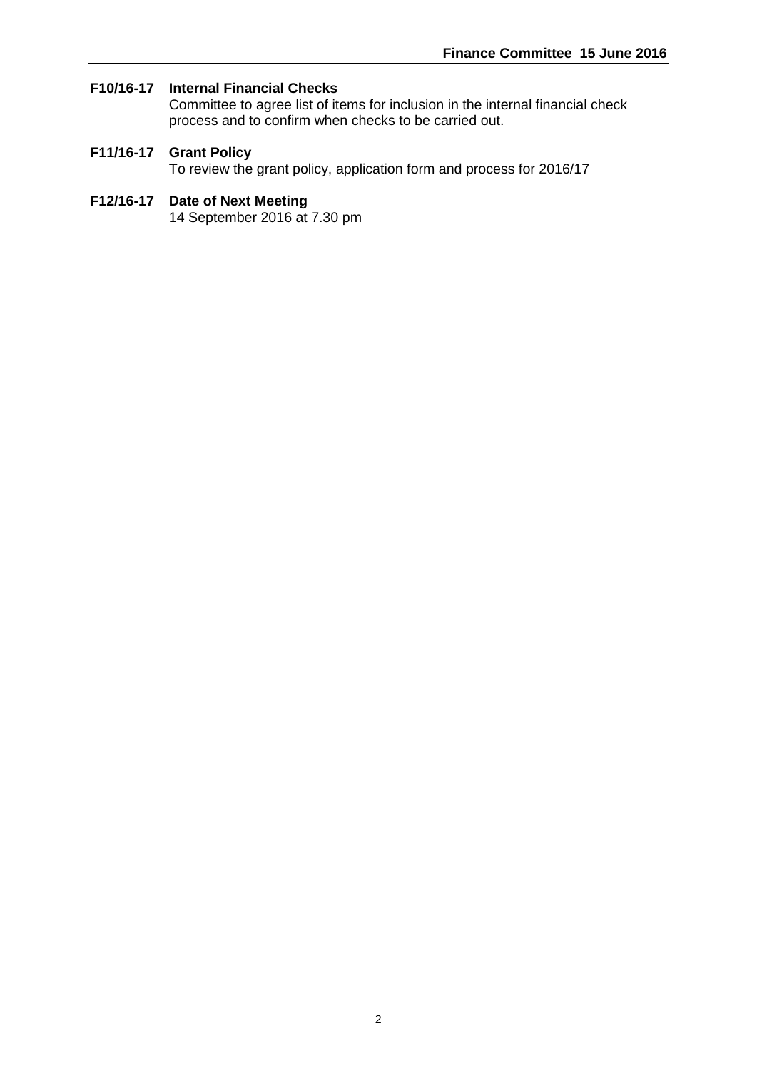**F10/16-17 Internal Financial Checks**
Committee to agree list of items for inclusion in the internal financial check process and to confirm when checks to be carried out.

**F11/16-17 Grant Policy**
To review the grant policy, application form and process for 2016/17

**F12/16-17 Date of Next Meeting**
14 September 2016 at 7.30 pm